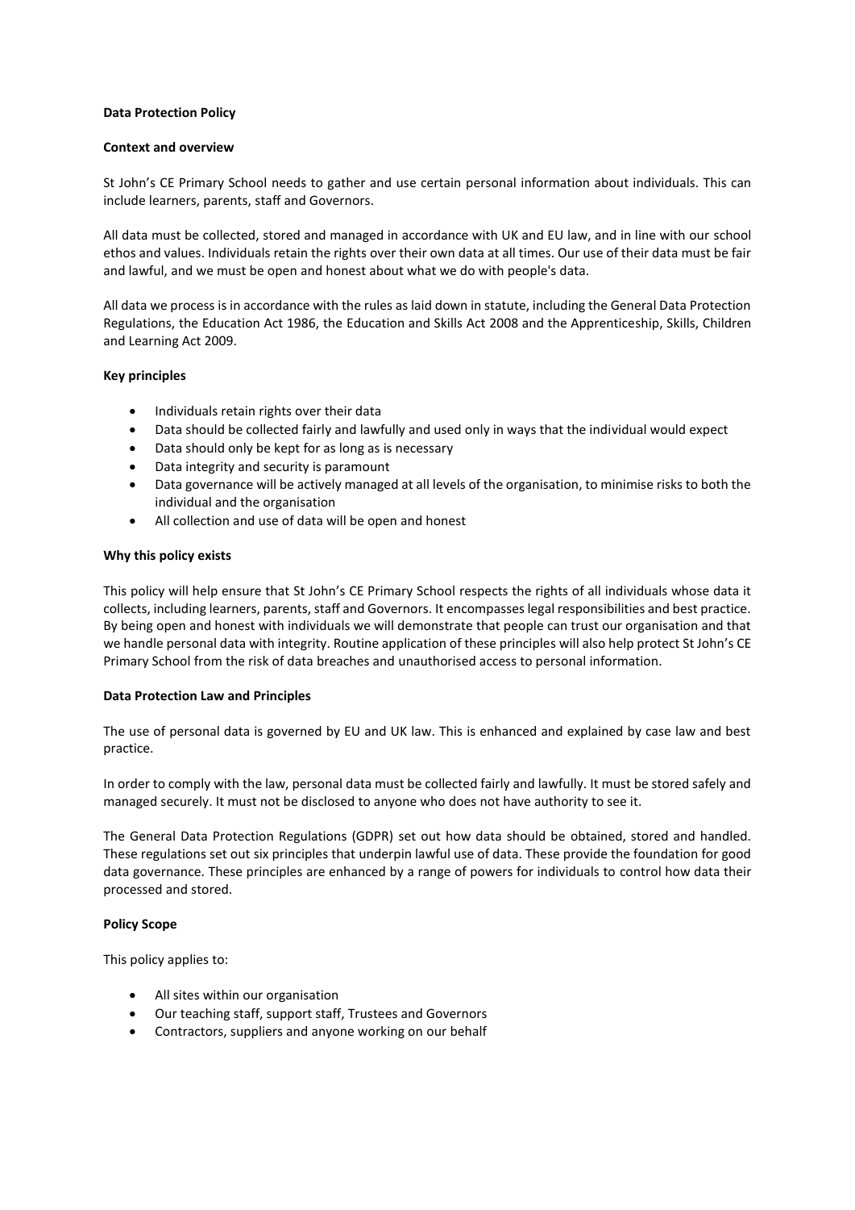**Data Protection Policy**

**Context and overview**

St John's CE Primary School needs to gather and use certain personal information about individuals. This can include learners, parents, staff and Governors.

All data must be collected, stored and managed in accordance with UK and EU law, and in line with our school ethos and values. Individuals retain the rights over their own data at all times. Our use of their data must be fair and lawful, and we must be open and honest about what we do with people's data.

All data we process is in accordance with the rules as laid down in statute, including the General Data Protection Regulations, the Education Act 1986, the Education and Skills Act 2008 and the Apprenticeship, Skills, Children and Learning Act 2009.

**Key principles**

- Individuals retain rights over their data
- Data should be collected fairly and lawfully and used only in ways that the individual would expect
- Data should only be kept for as long as is necessary
- Data integrity and security is paramount
- Data governance will be actively managed at all levels of the organisation, to minimise risks to both the individual and the organisation
- All collection and use of data will be open and honest

**Why this policy exists**

This policy will help ensure that St John's CE Primary School respects the rights of all individuals whose data it collects, including learners, parents, staff and Governors. It encompasses legal responsibilities and best practice. By being open and honest with individuals we will demonstrate that people can trust our organisation and that we handle personal data with integrity. Routine application of these principles will also help protect St John's CE Primary School from the risk of data breaches and unauthorised access to personal information.

**Data Protection Law and Principles**

The use of personal data is governed by EU and UK law. This is enhanced and explained by case law and best practice.

In order to comply with the law, personal data must be collected fairly and lawfully. It must be stored safely and managed securely. It must not be disclosed to anyone who does not have authority to see it.

The General Data Protection Regulations (GDPR) set out how data should be obtained, stored and handled. These regulations set out six principles that underpin lawful use of data. These provide the foundation for good data governance. These principles are enhanced by a range of powers for individuals to control how data their processed and stored.

**Policy Scope**

This policy applies to:

- All sites within our organisation
- Our teaching staff, support staff, Trustees and Governors
- Contractors, suppliers and anyone working on our behalf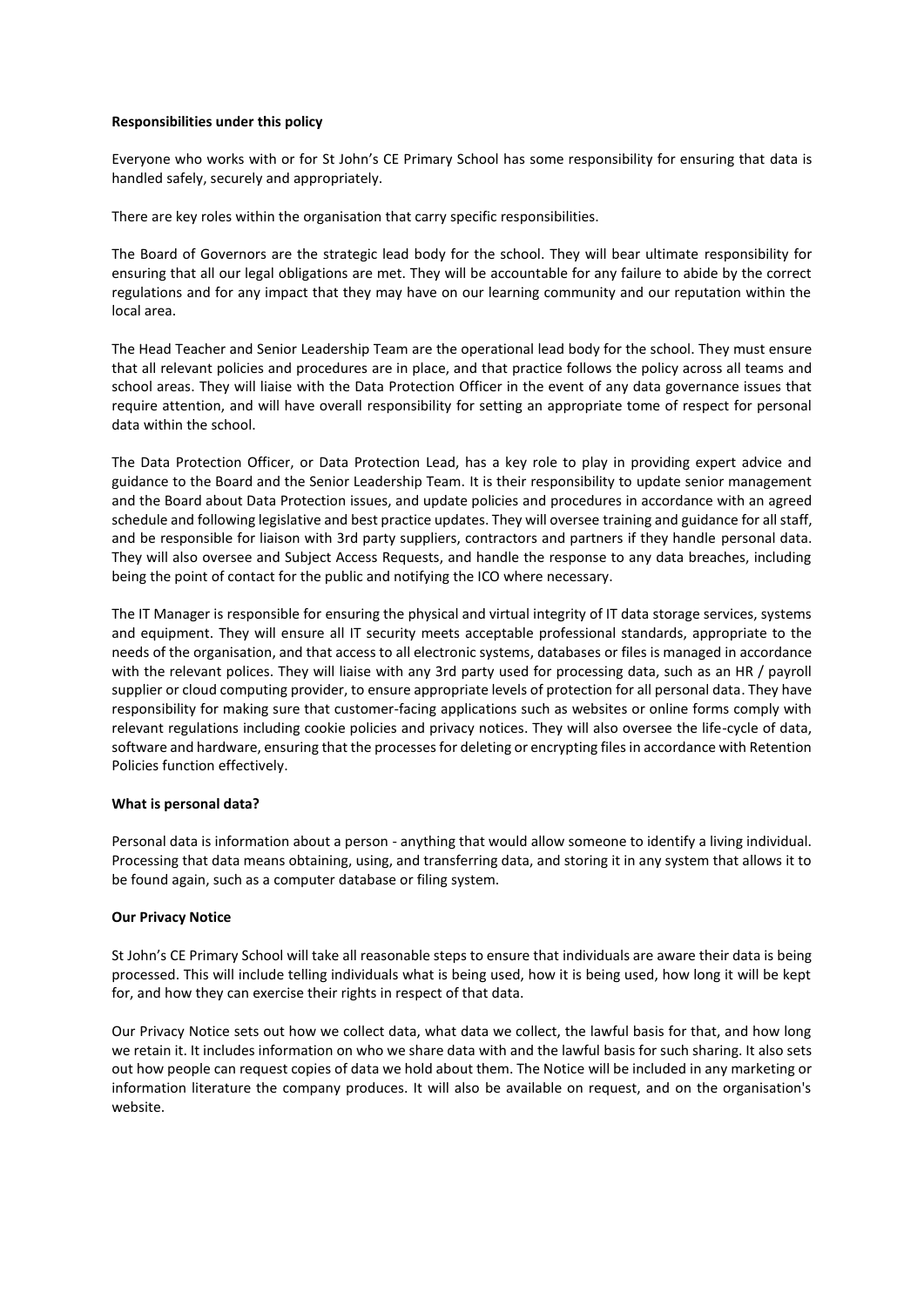**Responsibilities under this policy**

Everyone who works with or for St John's CE Primary School has some responsibility for ensuring that data is handled safely, securely and appropriately.

There are key roles within the organisation that carry specific responsibilities.

The Board of Governors are the strategic lead body for the school. They will bear ultimate responsibility for ensuring that all our legal obligations are met. They will be accountable for any failure to abide by the correct regulations and for any impact that they may have on our learning community and our reputation within the local area.

The Head Teacher and Senior Leadership Team are the operational lead body for the school. They must ensure that all relevant policies and procedures are in place, and that practice follows the policy across all teams and school areas. They will liaise with the Data Protection Officer in the event of any data governance issues that require attention, and will have overall responsibility for setting an appropriate tome of respect for personal data within the school.

The Data Protection Officer, or Data Protection Lead, has a key role to play in providing expert advice and guidance to the Board and the Senior Leadership Team. It is their responsibility to update senior management and the Board about Data Protection issues, and update policies and procedures in accordance with an agreed schedule and following legislative and best practice updates. They will oversee training and guidance for all staff, and be responsible for liaison with 3rd party suppliers, contractors and partners if they handle personal data. They will also oversee and Subject Access Requests, and handle the response to any data breaches, including being the point of contact for the public and notifying the ICO where necessary.

The IT Manager is responsible for ensuring the physical and virtual integrity of IT data storage services, systems and equipment. They will ensure all IT security meets acceptable professional standards, appropriate to the needs of the organisation, and that access to all electronic systems, databases or files is managed in accordance with the relevant polices. They will liaise with any 3rd party used for processing data, such as an HR / payroll supplier or cloud computing provider, to ensure appropriate levels of protection for all personal data. They have responsibility for making sure that customer-facing applications such as websites or online forms comply with relevant regulations including cookie policies and privacy notices. They will also oversee the life-cycle of data, software and hardware, ensuring that the processes for deleting or encrypting files in accordance with Retention Policies function effectively.

**What is personal data?**

Personal data is information about a person - anything that would allow someone to identify a living individual. Processing that data means obtaining, using, and transferring data, and storing it in any system that allows it to be found again, such as a computer database or filing system.

**Our Privacy Notice**

St John's CE Primary School will take all reasonable steps to ensure that individuals are aware their data is being processed. This will include telling individuals what is being used, how it is being used, how long it will be kept for, and how they can exercise their rights in respect of that data.

Our Privacy Notice sets out how we collect data, what data we collect, the lawful basis for that, and how long we retain it. It includes information on who we share data with and the lawful basis for such sharing. It also sets out how people can request copies of data we hold about them. The Notice will be included in any marketing or information literature the company produces. It will also be available on request, and on the organisation's website.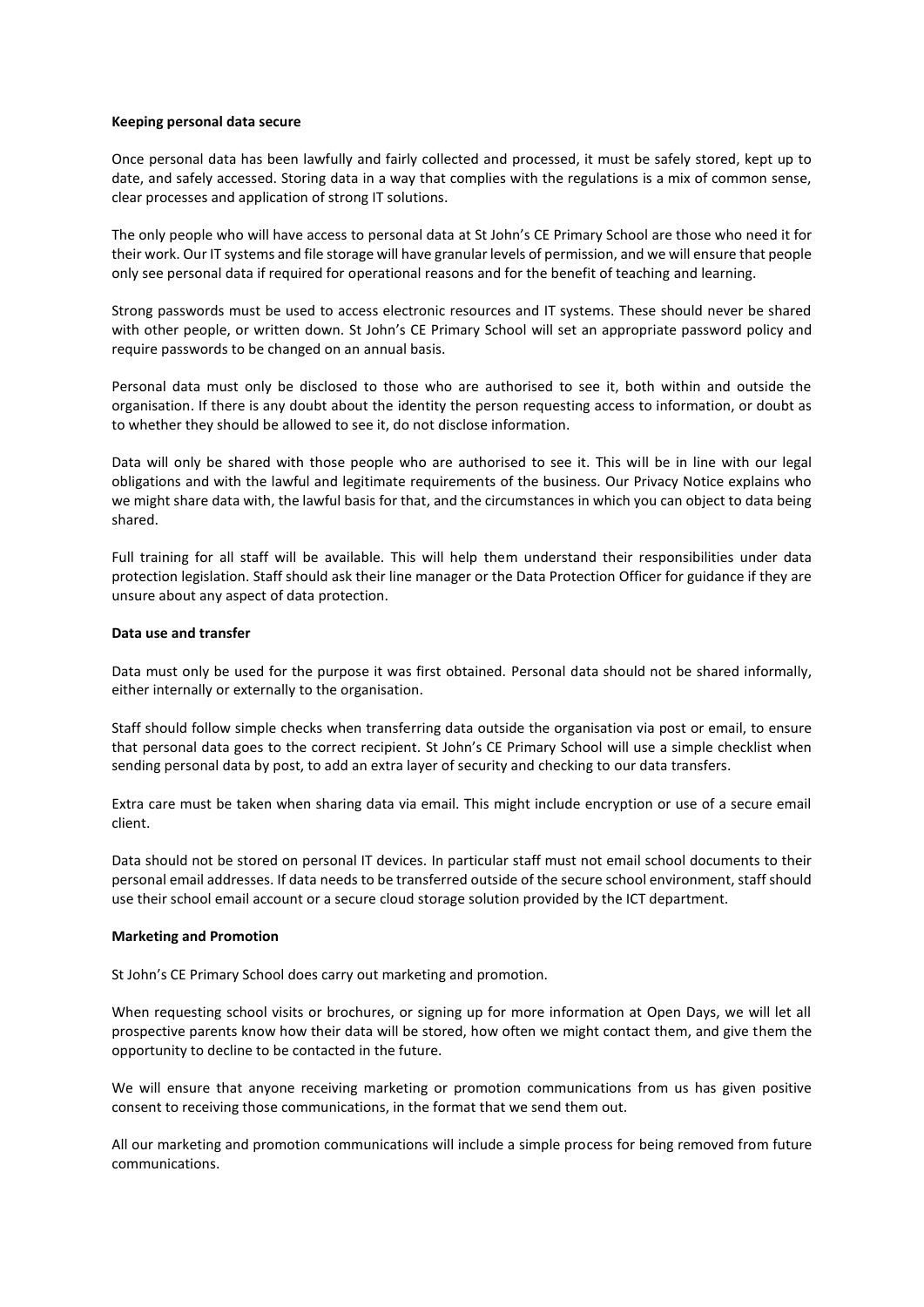**Keeping personal data secure**

Once personal data has been lawfully and fairly collected and processed, it must be safely stored, kept up to date, and safely accessed. Storing data in a way that complies with the regulations is a mix of common sense, clear processes and application of strong IT solutions.

The only people who will have access to personal data at St John's CE Primary School are those who need it for their work. Our IT systems and file storage will have granular levels of permission, and we will ensure that people only see personal data if required for operational reasons and for the benefit of teaching and learning.

Strong passwords must be used to access electronic resources and IT systems. These should never be shared with other people, or written down. St John's CE Primary School will set an appropriate password policy and require passwords to be changed on an annual basis.

Personal data must only be disclosed to those who are authorised to see it, both within and outside the organisation. If there is any doubt about the identity the person requesting access to information, or doubt as to whether they should be allowed to see it, do not disclose information.

Data will only be shared with those people who are authorised to see it. This will be in line with our legal obligations and with the lawful and legitimate requirements of the business. Our Privacy Notice explains who we might share data with, the lawful basis for that, and the circumstances in which you can object to data being shared.

Full training for all staff will be available. This will help them understand their responsibilities under data protection legislation. Staff should ask their line manager or the Data Protection Officer for guidance if they are unsure about any aspect of data protection.

**Data use and transfer**

Data must only be used for the purpose it was first obtained. Personal data should not be shared informally, either internally or externally to the organisation.

Staff should follow simple checks when transferring data outside the organisation via post or email, to ensure that personal data goes to the correct recipient. St John's CE Primary School will use a simple checklist when sending personal data by post, to add an extra layer of security and checking to our data transfers.

Extra care must be taken when sharing data via email. This might include encryption or use of a secure email client.

Data should not be stored on personal IT devices. In particular staff must not email school documents to their personal email addresses. If data needs to be transferred outside of the secure school environment, staff should use their school email account or a secure cloud storage solution provided by the ICT department.

**Marketing and Promotion**

St John's CE Primary School does carry out marketing and promotion.

When requesting school visits or brochures, or signing up for more information at Open Days, we will let all prospective parents know how their data will be stored, how often we might contact them, and give them the opportunity to decline to be contacted in the future.

We will ensure that anyone receiving marketing or promotion communications from us has given positive consent to receiving those communications, in the format that we send them out.

All our marketing and promotion communications will include a simple process for being removed from future communications.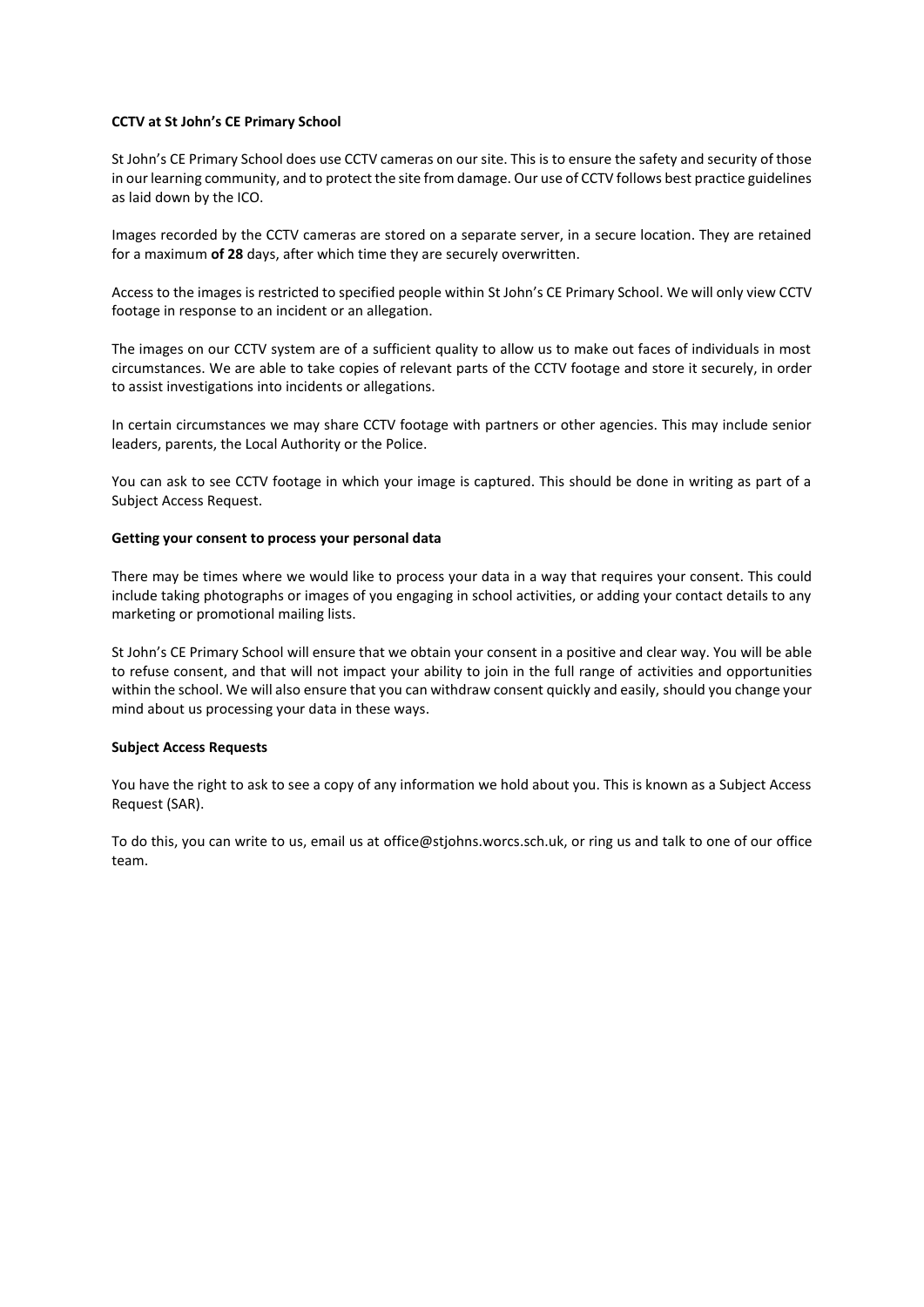**CCTV at St John's CE Primary School**

St John's CE Primary School does use CCTV cameras on our site. This is to ensure the safety and security of those in our learning community, and to protect the site from damage. Our use of CCTV follows best practice guidelines as laid down by the ICO.

Images recorded by the CCTV cameras are stored on a separate server, in a secure location. They are retained for a maximum **of 28** days, after which time they are securely overwritten.

Access to the images is restricted to specified people within St John's CE Primary School. We will only view CCTV footage in response to an incident or an allegation.

The images on our CCTV system are of a sufficient quality to allow us to make out faces of individuals in most circumstances. We are able to take copies of relevant parts of the CCTV footage and store it securely, in order to assist investigations into incidents or allegations.

In certain circumstances we may share CCTV footage with partners or other agencies. This may include senior leaders, parents, the Local Authority or the Police.

You can ask to see CCTV footage in which your image is captured. This should be done in writing as part of a Subject Access Request.

**Getting your consent to process your personal data**

There may be times where we would like to process your data in a way that requires your consent. This could include taking photographs or images of you engaging in school activities, or adding your contact details to any marketing or promotional mailing lists.

St John's CE Primary School will ensure that we obtain your consent in a positive and clear way. You will be able to refuse consent, and that will not impact your ability to join in the full range of activities and opportunities within the school. We will also ensure that you can withdraw consent quickly and easily, should you change your mind about us processing your data in these ways.

**Subject Access Requests**

You have the right to ask to see a copy of any information we hold about you. This is known as a Subject Access Request (SAR).

To do this, you can write to us, email us at office@stjohns.worcs.sch.uk, or ring us and talk to one of our office team.